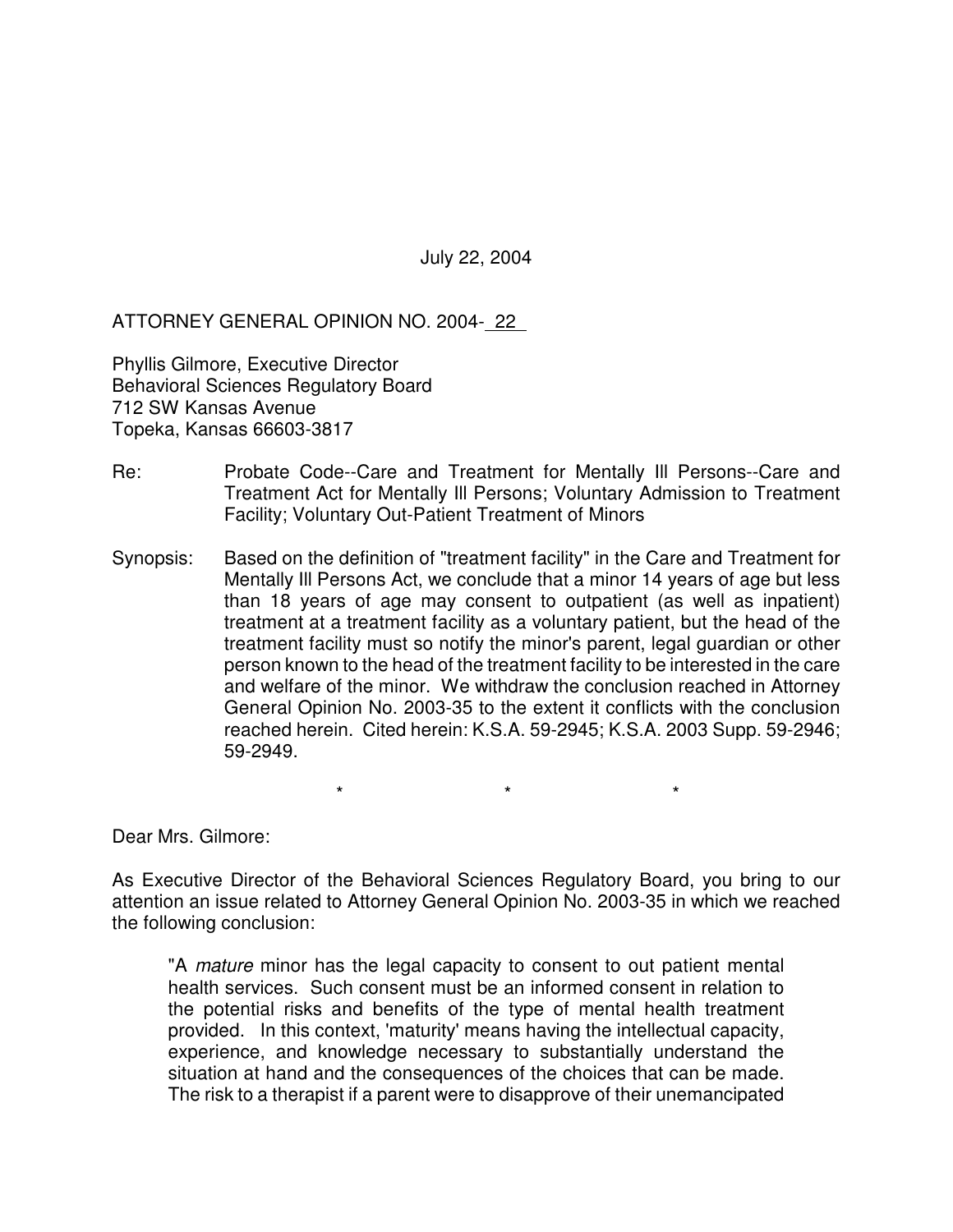July 22, 2004

ATTORNEY GENERAL OPINION NO. 2004- 22

Phyllis Gilmore, Executive Director
Behavioral Sciences Regulatory Board
712 SW Kansas Avenue
Topeka, Kansas 66603-3817

Re: Probate Code--Care and Treatment for Mentally Ill Persons--Care and Treatment Act for Mentally Ill Persons; Voluntary Admission to Treatment Facility; Voluntary Out-Patient Treatment of Minors

Synopsis: Based on the definition of "treatment facility" in the Care and Treatment for Mentally Ill Persons Act, we conclude that a minor 14 years of age but less than 18 years of age may consent to outpatient (as well as inpatient) treatment at a treatment facility as a voluntary patient, but the head of the treatment facility must so notify the minor's parent, legal guardian or other person known to the head of the treatment facility to be interested in the care and welfare of the minor. We withdraw the conclusion reached in Attorney General Opinion No. 2003-35 to the extent it conflicts with the conclusion reached herein. Cited herein: K.S.A. 59-2945; K.S.A. 2003 Supp. 59-2946; 59-2949.

\* \* \*

Dear Mrs. Gilmore:

As Executive Director of the Behavioral Sciences Regulatory Board, you bring to our attention an issue related to Attorney General Opinion No. 2003-35 in which we reached the following conclusion:

> "A *mature* minor has the legal capacity to consent to out patient mental health services. Such consent must be an informed consent in relation to the potential risks and benefits of the type of mental health treatment provided. In this context, 'maturity' means having the intellectual capacity, experience, and knowledge necessary to substantially understand the situation at hand and the consequences of the choices that can be made. The risk to a therapist if a parent were to disapprove of their unemancipated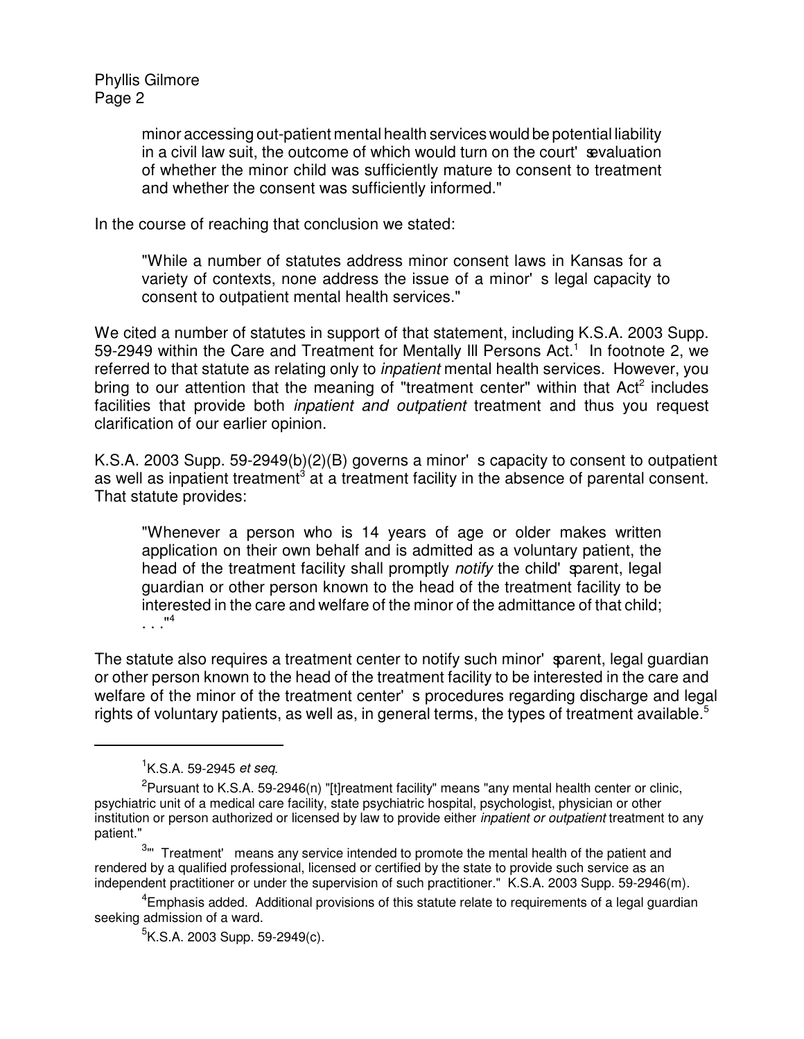minor accessing out-patient mental health services would be potential liability in a civil law suit, the outcome of which would turn on the court's evaluation of whether the minor child was sufficiently mature to consent to treatment and whether the consent was sufficiently informed."

In the course of reaching that conclusion we stated:

> "While a number of statutes address minor consent laws in Kansas for a variety of contexts, none address the issue of a minor's legal capacity to consent to outpatient mental health services."

We cited a number of statutes in support of that statement, including K.S.A. 2003 Supp. 59-2949 within the Care and Treatment for Mentally Ill Persons Act.[1] In footnote 2, we referred to that statute as relating only to *inpatient* mental health services. However, you bring to our attention that the meaning of "treatment center" within that Act[2] includes facilities that provide both *inpatient and outpatient* treatment and thus you request clarification of our earlier opinion.

K.S.A. 2003 Supp. 59-2949(b)(2)(B) governs a minor's capacity to consent to outpatient as well as inpatient treatment[3] at a treatment facility in the absence of parental consent. That statute provides:

> "Whenever a person who is 14 years of age or older makes written application on their own behalf and is admitted as a voluntary patient, the head of the treatment facility shall promptly *notify* the child's parent, legal guardian or other person known to the head of the treatment facility to be interested in the care and welfare of the minor of the admittance of that child; . . ."[4]

The statute also requires a treatment center to notify such minor's parent, legal guardian or other person known to the head of the treatment facility to be interested in the care and welfare of the minor of the treatment center's procedures regarding discharge and legal rights of voluntary patients, as well as, in general terms, the types of treatment available.[5]

---

[1] K.S.A. 59-2945 *et seq*.

[2] Pursuant to K.S.A. 59-2946(n) "[t]reatment facility" means "any mental health center or clinic, psychiatric unit of a medical care facility, state psychiatric hospital, psychologist, physician or other institution or person authorized or licensed by law to provide either *inpatient or outpatient* treatment to any patient."

[3] "'Treatment' means any service intended to promote the mental health of the patient and rendered by a qualified professional, licensed or certified by the state to provide such service as an independent practitioner or under the supervision of such practitioner." K.S.A. 2003 Supp. 59-2946(m).

[4] Emphasis added. Additional provisions of this statute relate to requirements of a legal guardian seeking admission of a ward.

[5] K.S.A. 2003 Supp. 59-2949(c).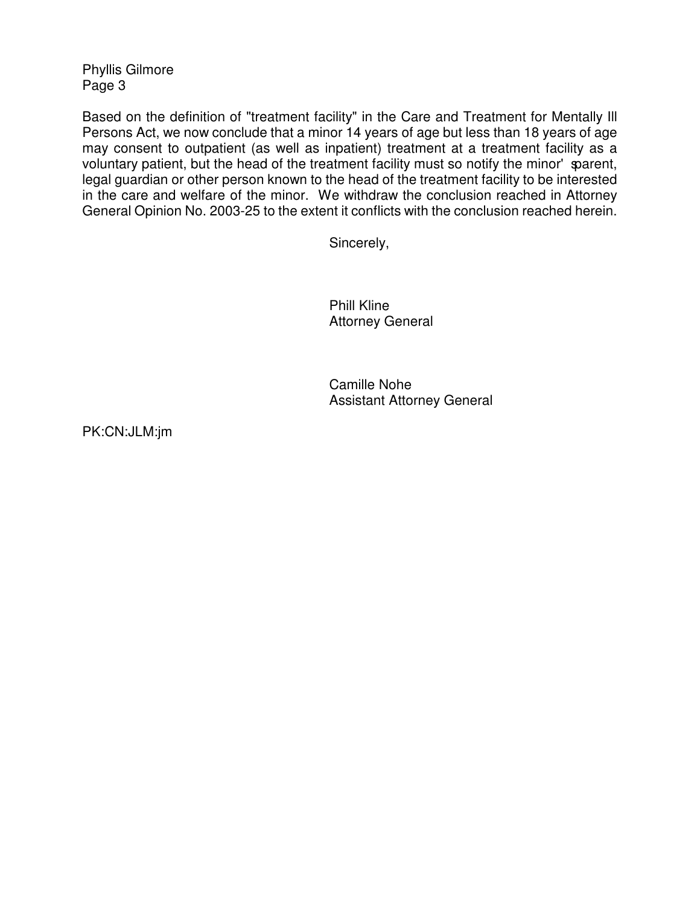Based on the definition of "treatment facility" in the Care and Treatment for Mentally Ill Persons Act, we now conclude that a minor 14 years of age but less than 18 years of age may consent to outpatient (as well as inpatient) treatment at a treatment facility as a voluntary patient, but the head of the treatment facility must so notify the minor's parent, legal guardian or other person known to the head of the treatment facility to be interested in the care and welfare of the minor. We withdraw the conclusion reached in Attorney General Opinion No. 2003-25 to the extent it conflicts with the conclusion reached herein.

Sincerely,

Phill Kline
Attorney General

Camille Nohe
Assistant Attorney General

PK:CN:JLM:jm